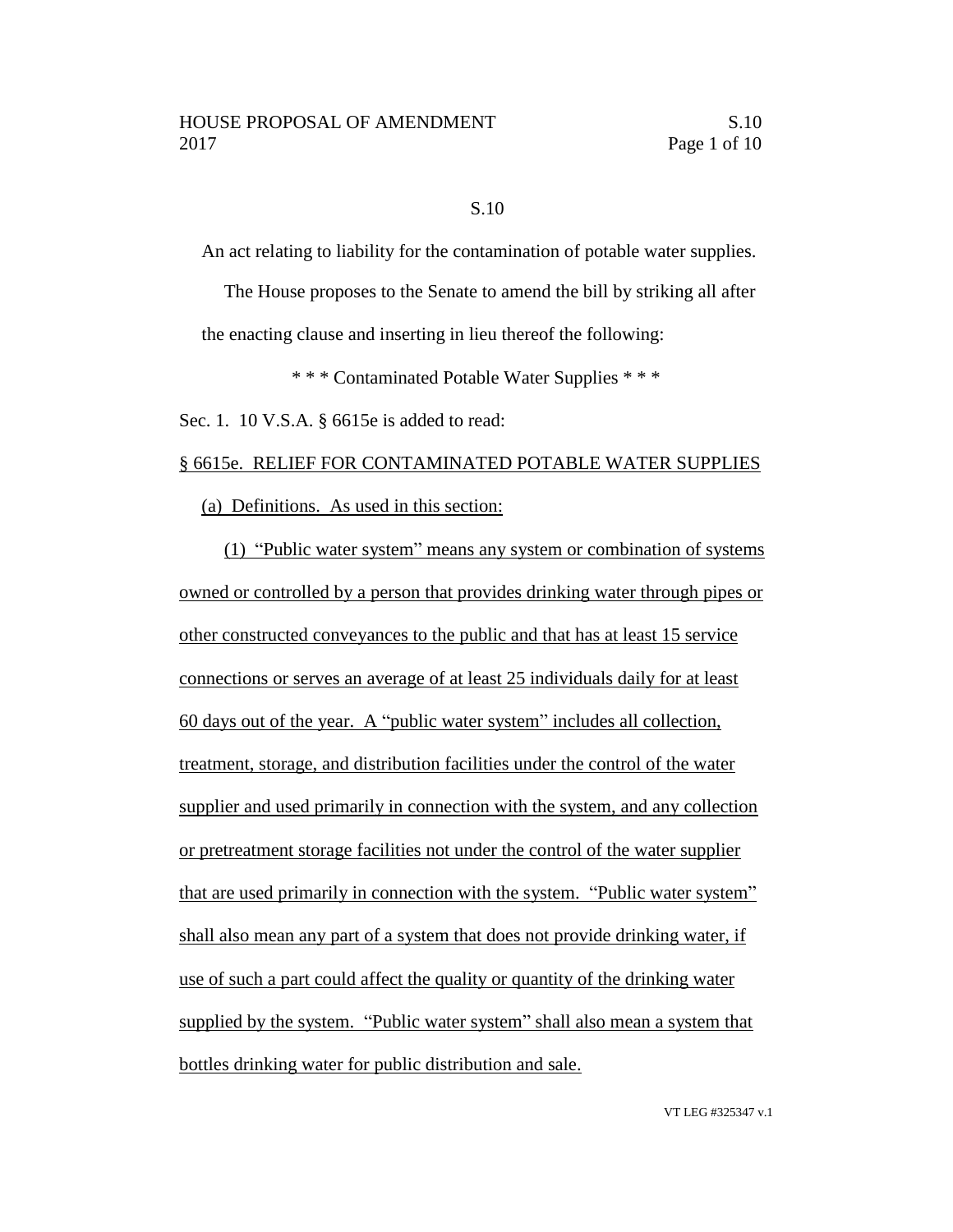S.10

An act relating to liability for the contamination of potable water supplies.

The House proposes to the Senate to amend the bill by striking all after the enacting clause and inserting in lieu thereof the following:

\* \* \* Contaminated Potable Water Supplies \* \* \*

Sec. 1. 10 V.S.A. § 6615e is added to read:

§ 6615e. RELIEF FOR CONTAMINATED POTABLE WATER SUPPLIES

(a) Definitions. As used in this section:

(1) "Public water system" means any system or combination of systems owned or controlled by a person that provides drinking water through pipes or other constructed conveyances to the public and that has at least 15 service connections or serves an average of at least 25 individuals daily for at least 60 days out of the year. A "public water system" includes all collection, treatment, storage, and distribution facilities under the control of the water supplier and used primarily in connection with the system, and any collection or pretreatment storage facilities not under the control of the water supplier that are used primarily in connection with the system. "Public water system" shall also mean any part of a system that does not provide drinking water, if use of such a part could affect the quality or quantity of the drinking water supplied by the system. "Public water system" shall also mean a system that bottles drinking water for public distribution and sale.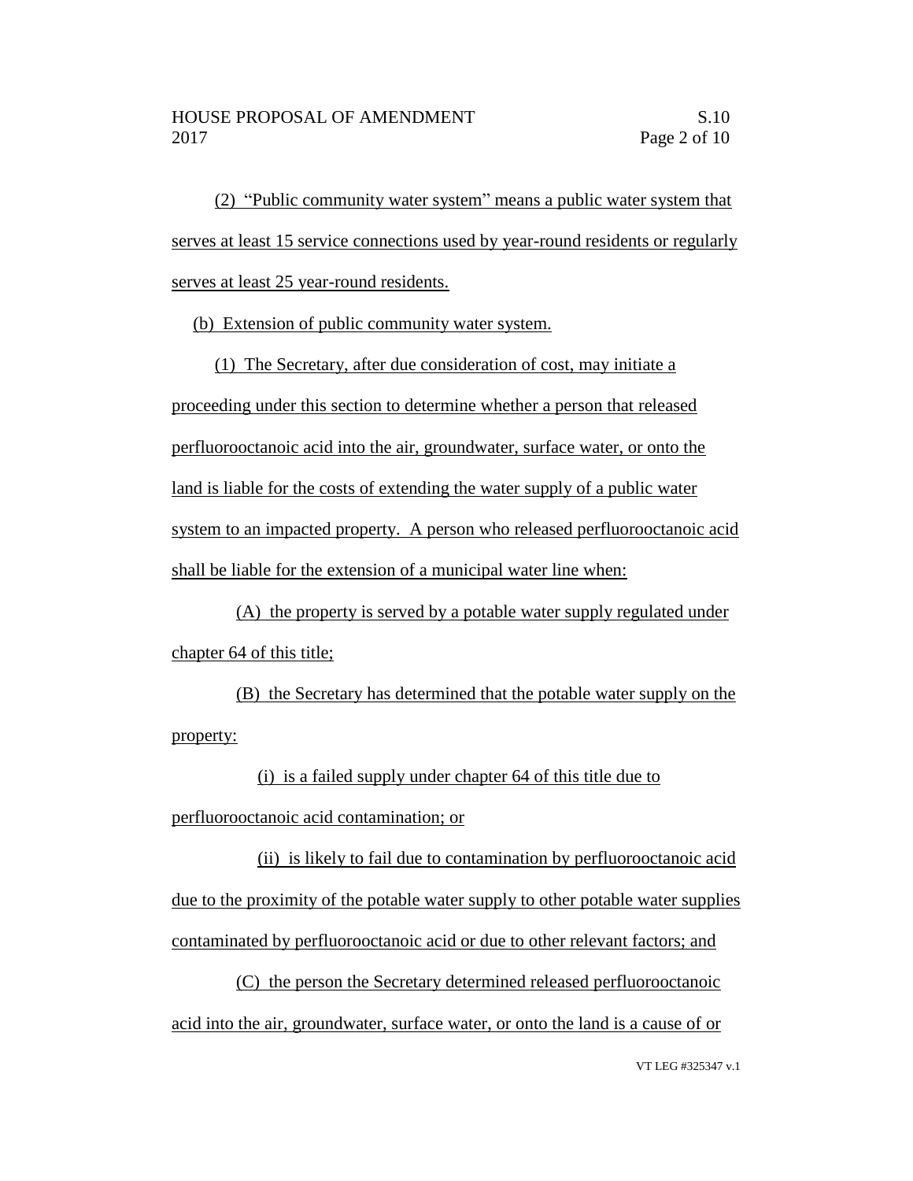(2) "Public community water system" means a public water system that serves at least 15 service connections used by year-round residents or regularly serves at least 25 year-round residents.

(b) Extension of public community water system.

(1) The Secretary, after due consideration of cost, may initiate a proceeding under this section to determine whether a person that released perfluorooctanoic acid into the air, groundwater, surface water, or onto the land is liable for the costs of extending the water supply of a public water system to an impacted property. A person who released perfluorooctanoic acid shall be liable for the extension of a municipal water line when:

(A) the property is served by a potable water supply regulated under chapter 64 of this title;

(B) the Secretary has determined that the potable water supply on the property:

(i) is a failed supply under chapter 64 of this title due to perfluorooctanoic acid contamination; or

(ii) is likely to fail due to contamination by perfluorooctanoic acid due to the proximity of the potable water supply to other potable water supplies contaminated by perfluorooctanoic acid or due to other relevant factors; and

(C) the person the Secretary determined released perfluorooctanoic acid into the air, groundwater, surface water, or onto the land is a cause of or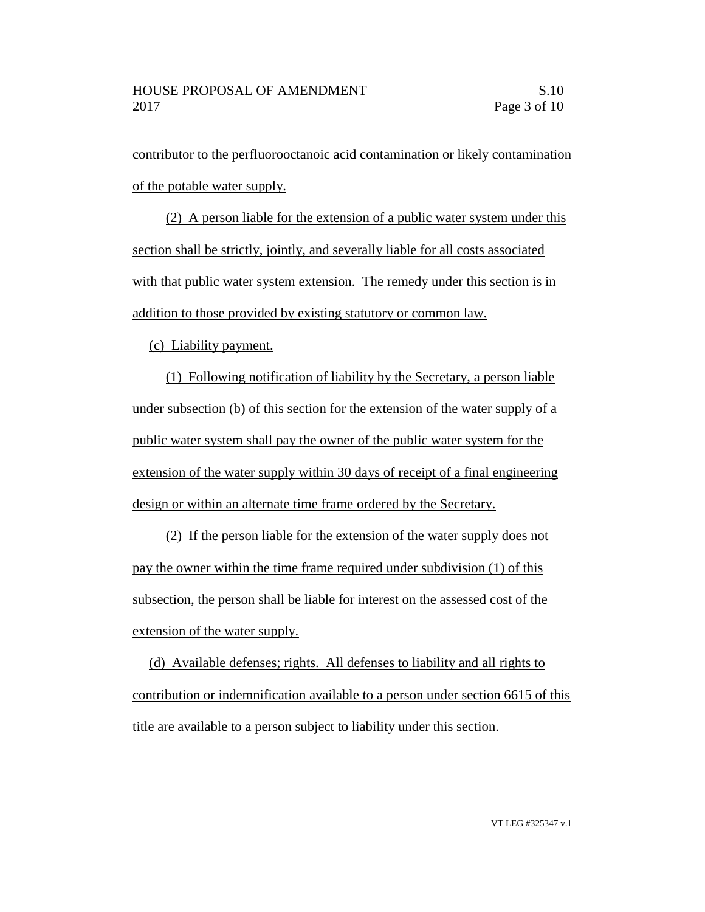contributor to the perfluorooctanoic acid contamination or likely contamination of the potable water supply.

(2) A person liable for the extension of a public water system under this section shall be strictly, jointly, and severally liable for all costs associated with that public water system extension. The remedy under this section is in addition to those provided by existing statutory or common law.

(c) Liability payment.

(1) Following notification of liability by the Secretary, a person liable under subsection (b) of this section for the extension of the water supply of a public water system shall pay the owner of the public water system for the extension of the water supply within 30 days of receipt of a final engineering design or within an alternate time frame ordered by the Secretary.

(2) If the person liable for the extension of the water supply does not pay the owner within the time frame required under subdivision (1) of this subsection, the person shall be liable for interest on the assessed cost of the extension of the water supply.

(d) Available defenses; rights. All defenses to liability and all rights to contribution or indemnification available to a person under section 6615 of this title are available to a person subject to liability under this section.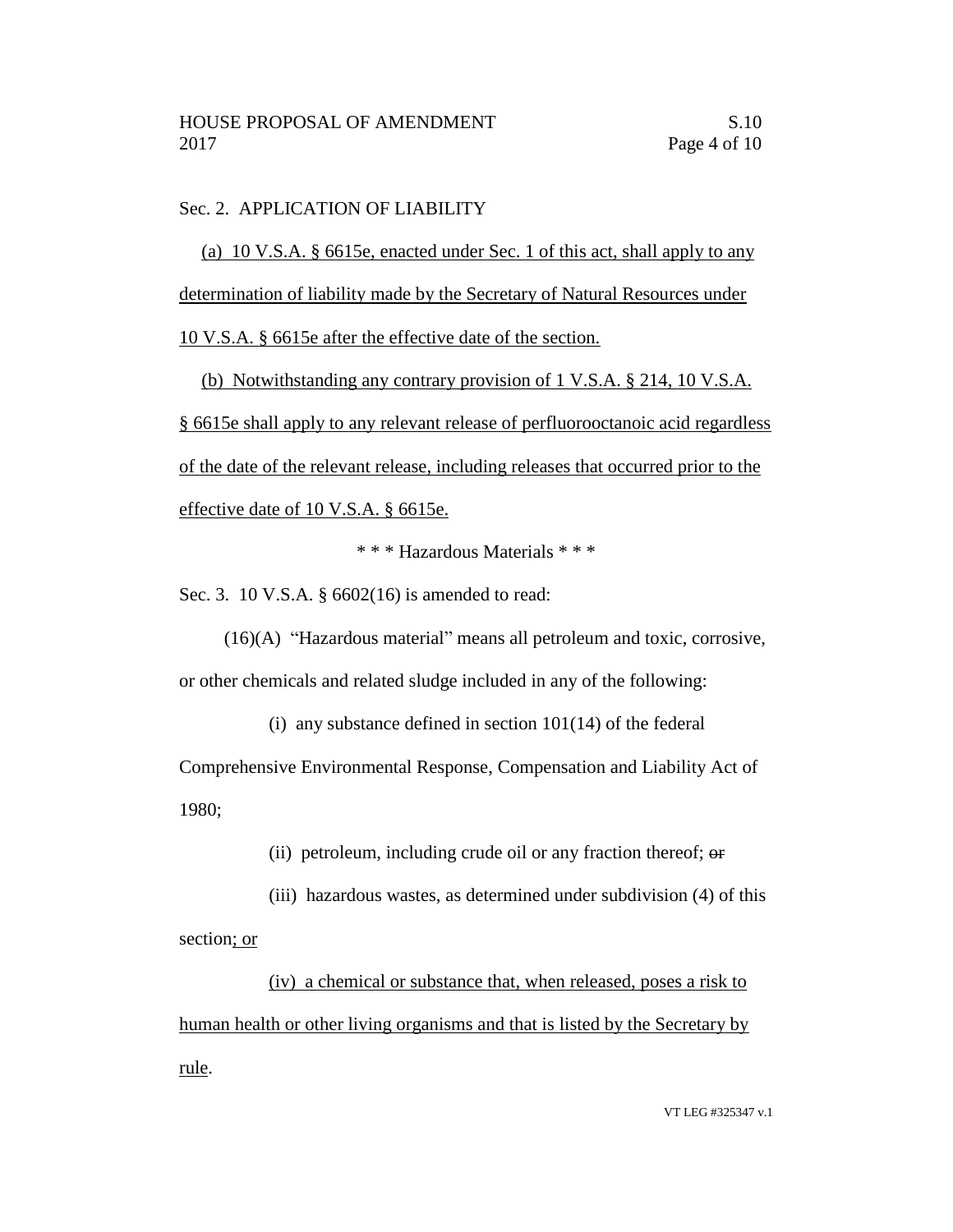Sec. 2. APPLICATION OF LIABILITY

(a) 10 V.S.A. § 6615e, enacted under Sec. 1 of this act, shall apply to any determination of liability made by the Secretary of Natural Resources under 10 V.S.A. § 6615e after the effective date of the section.

(b) Notwithstanding any contrary provision of 1 V.S.A. § 214, 10 V.S.A. § 6615e shall apply to any relevant release of perfluorooctanoic acid regardless of the date of the relevant release, including releases that occurred prior to the effective date of 10 V.S.A. § 6615e.

\* \* \* Hazardous Materials \* \* \*

Sec. 3. 10 V.S.A. § 6602(16) is amended to read:

(16)(A) "Hazardous material" means all petroleum and toxic, corrosive, or other chemicals and related sludge included in any of the following:

(i) any substance defined in section 101(14) of the federal Comprehensive Environmental Response, Compensation and Liability Act of 1980;

(ii) petroleum, including crude oil or any fraction thereof; ~~or~~

(iii) hazardous wastes, as determined under subdivision (4) of this section; or

(iv) a chemical or substance that, when released, poses a risk to human health or other living organisms and that is listed by the Secretary by rule.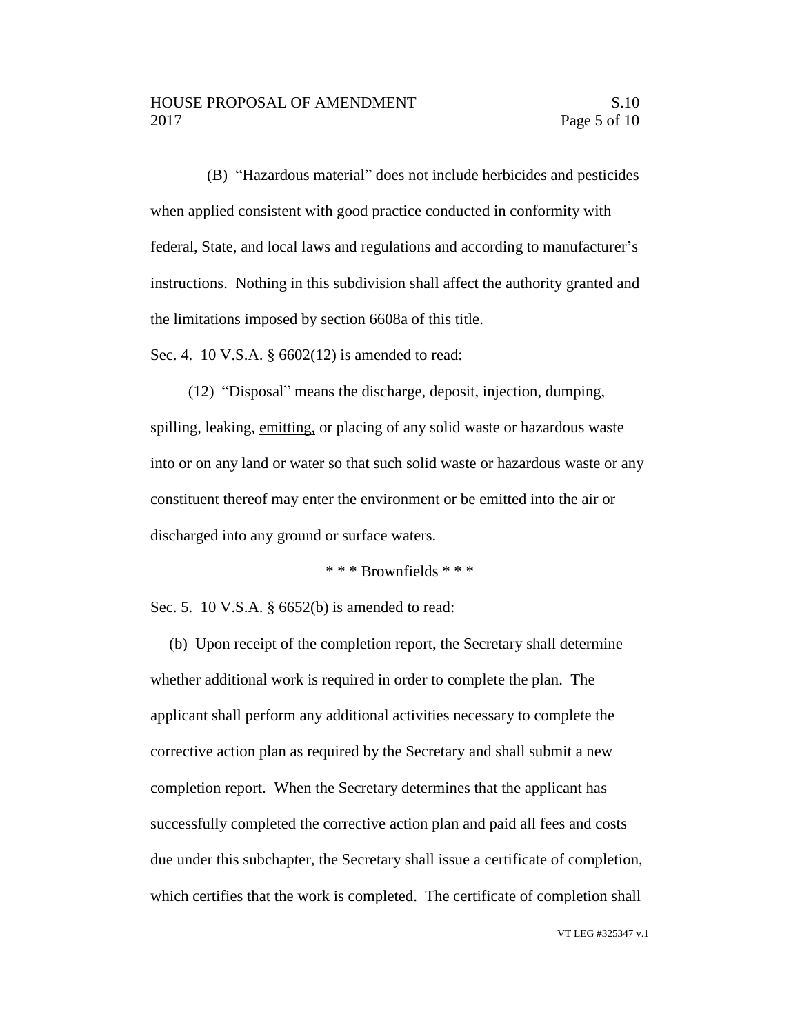(B) "Hazardous material" does not include herbicides and pesticides when applied consistent with good practice conducted in conformity with federal, State, and local laws and regulations and according to manufacturer's instructions. Nothing in this subdivision shall affect the authority granted and the limitations imposed by section 6608a of this title.

Sec. 4. 10 V.S.A. § 6602(12) is amended to read:

(12) "Disposal" means the discharge, deposit, injection, dumping, spilling, leaking, <u>emitting,</u> or placing of any solid waste or hazardous waste into or on any land or water so that such solid waste or hazardous waste or any constituent thereof may enter the environment or be emitted into the air or discharged into any ground or surface waters.

\* \* \* Brownfields \* \* \*

Sec. 5. 10 V.S.A. § 6652(b) is amended to read:

(b) Upon receipt of the completion report, the Secretary shall determine whether additional work is required in order to complete the plan. The applicant shall perform any additional activities necessary to complete the corrective action plan as required by the Secretary and shall submit a new completion report. When the Secretary determines that the applicant has successfully completed the corrective action plan and paid all fees and costs due under this subchapter, the Secretary shall issue a certificate of completion, which certifies that the work is completed. The certificate of completion shall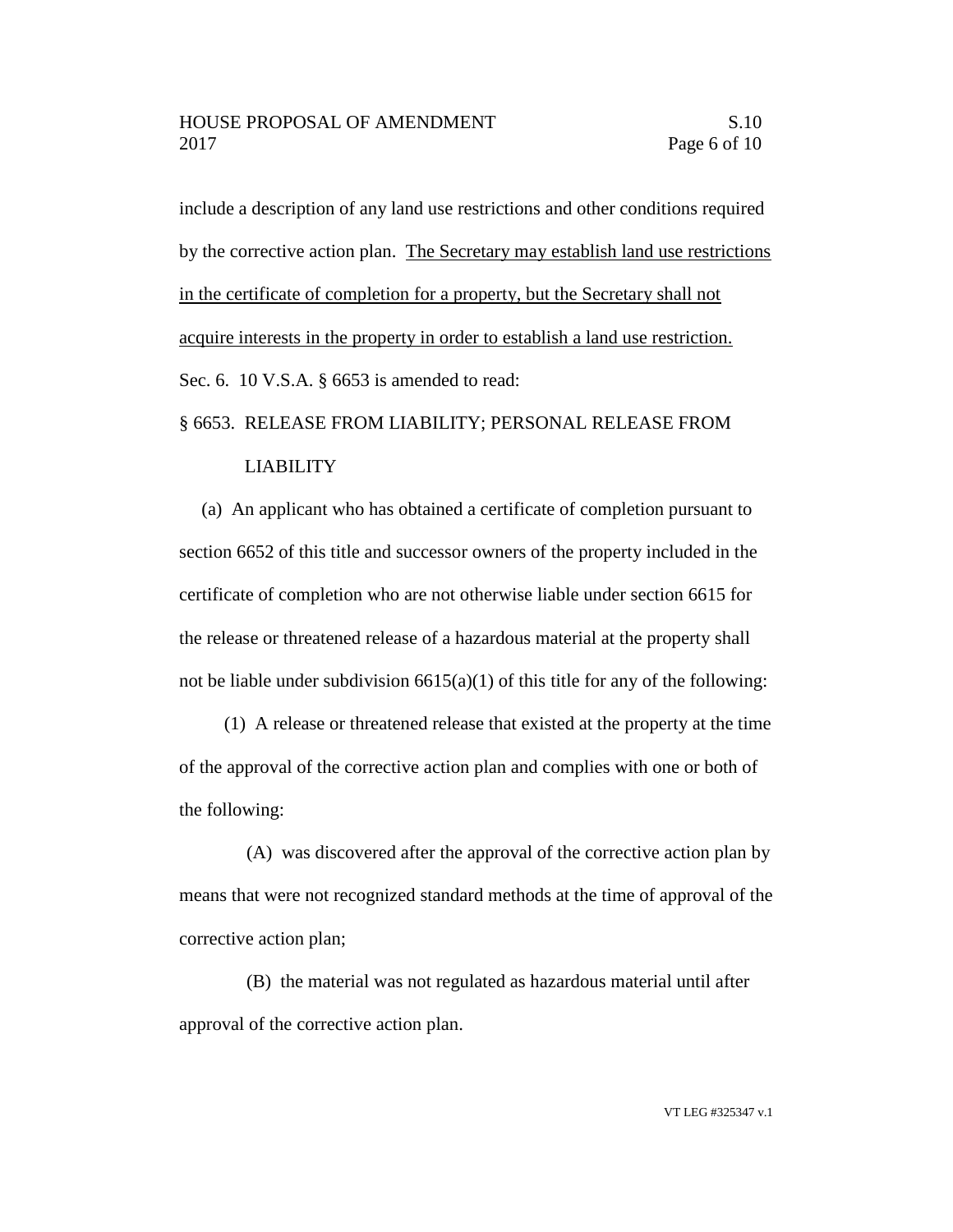include a description of any land use restrictions and other conditions required by the corrective action plan. <u>The Secretary may establish land use restrictions in the certificate of completion for a property, but the Secretary shall not acquire interests in the property in order to establish a land use restriction.</u>

Sec. 6. 10 V.S.A. § 6653 is amended to read:

§ 6653. RELEASE FROM LIABILITY; PERSONAL RELEASE FROM LIABILITY

(a) An applicant who has obtained a certificate of completion pursuant to section 6652 of this title and successor owners of the property included in the certificate of completion who are not otherwise liable under section 6615 for the release or threatened release of a hazardous material at the property shall not be liable under subdivision 6615(a)(1) of this title for any of the following:

(1) A release or threatened release that existed at the property at the time of the approval of the corrective action plan and complies with one or both of the following:

(A) was discovered after the approval of the corrective action plan by means that were not recognized standard methods at the time of approval of the corrective action plan;

(B) the material was not regulated as hazardous material until after approval of the corrective action plan.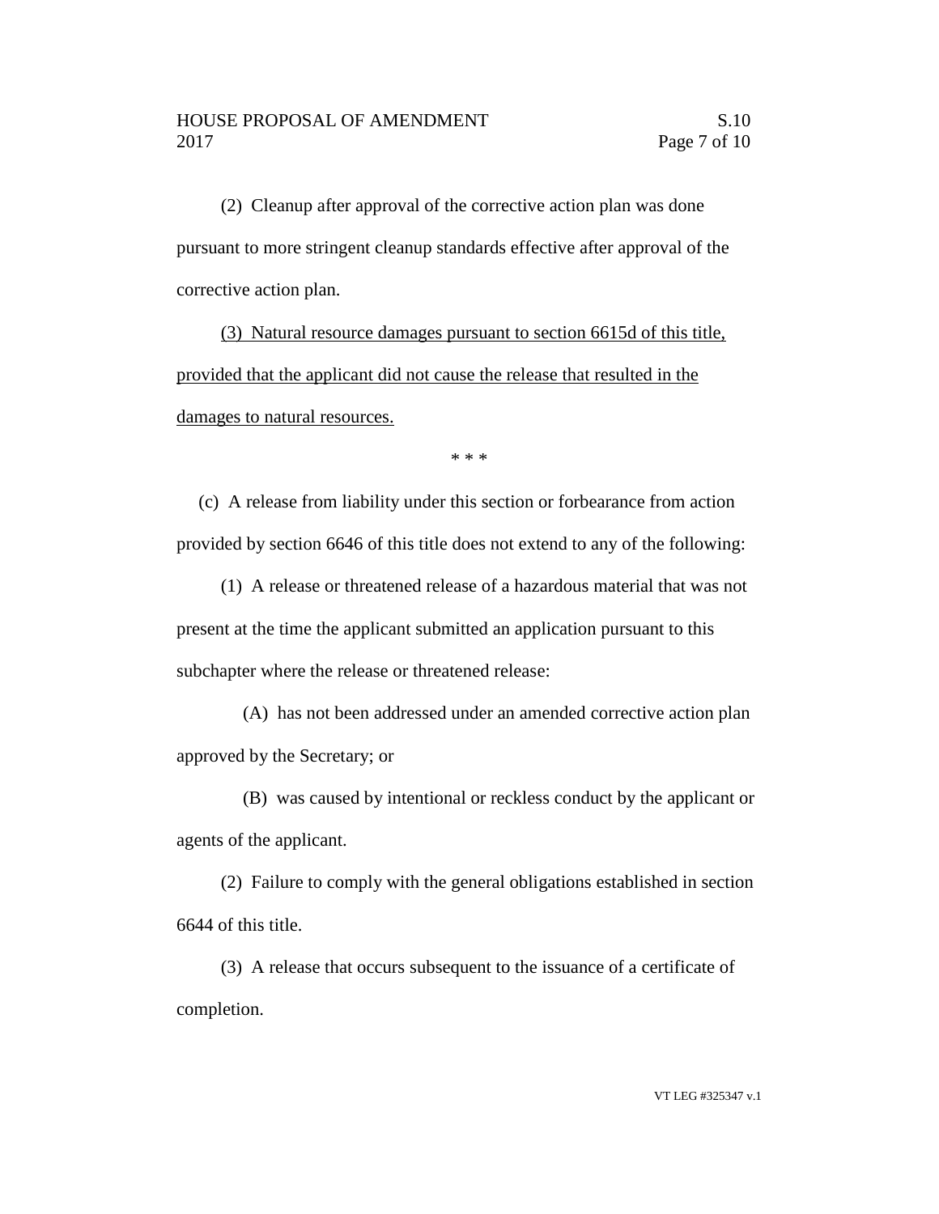(2) Cleanup after approval of the corrective action plan was done pursuant to more stringent cleanup standards effective after approval of the corrective action plan.

<u>(3) Natural resource damages pursuant to section 6615d of this title, provided that the applicant did not cause the release that resulted in the damages to natural resources.</u>

\* \* \*

(c) A release from liability under this section or forbearance from action provided by section 6646 of this title does not extend to any of the following:

(1) A release or threatened release of a hazardous material that was not present at the time the applicant submitted an application pursuant to this subchapter where the release or threatened release:

(A) has not been addressed under an amended corrective action plan approved by the Secretary; or

(B) was caused by intentional or reckless conduct by the applicant or agents of the applicant.

(2) Failure to comply with the general obligations established in section 6644 of this title.

(3) A release that occurs subsequent to the issuance of a certificate of completion.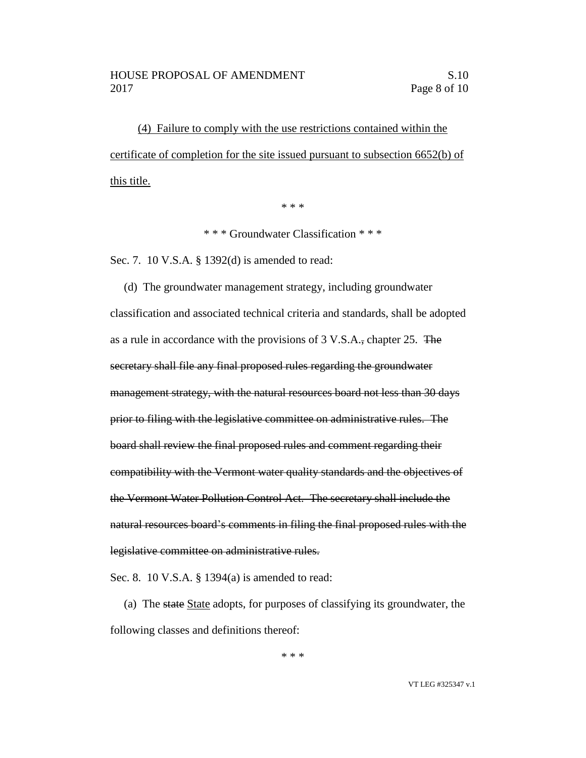(4) <u>Failure to comply with the use restrictions contained within the certificate of completion for the site issued pursuant to subsection 6652(b) of this title.</u>

\* \* \*

\* \* \* Groundwater Classification \* \* \*

Sec. 7. 10 V.S.A. § 1392(d) is amended to read:

(d) The groundwater management strategy, including groundwater classification and associated technical criteria and standards, shall be adopted as a rule in accordance with the provisions of 3 V.S.A.~~,~~ chapter 25. ~~The secretary shall file any final proposed rules regarding the groundwater management strategy, with the natural resources board not less than 30 days prior to filing with the legislative committee on administrative rules. The board shall review the final proposed rules and comment regarding their compatibility with the Vermont water quality standards and the objectives of the Vermont Water Pollution Control Act. The secretary shall include the natural resources board's comments in filing the final proposed rules with the legislative committee on administrative rules.~~

Sec. 8. 10 V.S.A. § 1394(a) is amended to read:

(a) The ~~state~~ <u>State</u> adopts, for purposes of classifying its groundwater, the following classes and definitions thereof:

\* \* \*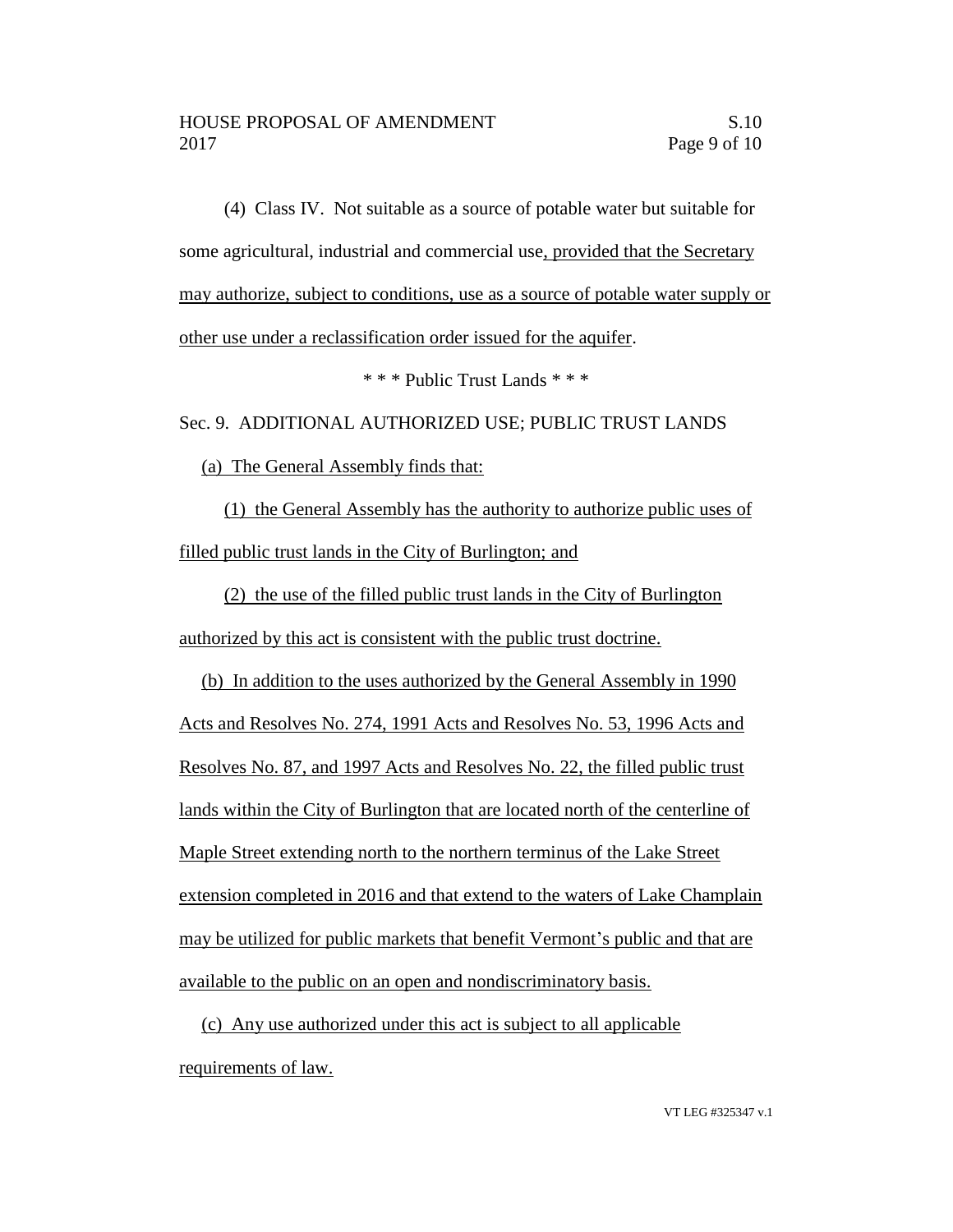(4) Class IV. Not suitable as a source of potable water but suitable for some agricultural, industrial and commercial use, provided that the Secretary may authorize, subject to conditions, use as a source of potable water supply or other use under a reclassification order issued for the aquifer.

\* \* \* Public Trust Lands \* \* \*

Sec. 9. ADDITIONAL AUTHORIZED USE; PUBLIC TRUST LANDS

(a) The General Assembly finds that:

(1) the General Assembly has the authority to authorize public uses of filled public trust lands in the City of Burlington; and

(2) the use of the filled public trust lands in the City of Burlington authorized by this act is consistent with the public trust doctrine.

(b) In addition to the uses authorized by the General Assembly in 1990 Acts and Resolves No. 274, 1991 Acts and Resolves No. 53, 1996 Acts and Resolves No. 87, and 1997 Acts and Resolves No. 22, the filled public trust lands within the City of Burlington that are located north of the centerline of Maple Street extending north to the northern terminus of the Lake Street extension completed in 2016 and that extend to the waters of Lake Champlain may be utilized for public markets that benefit Vermont's public and that are available to the public on an open and nondiscriminatory basis.

(c) Any use authorized under this act is subject to all applicable requirements of law.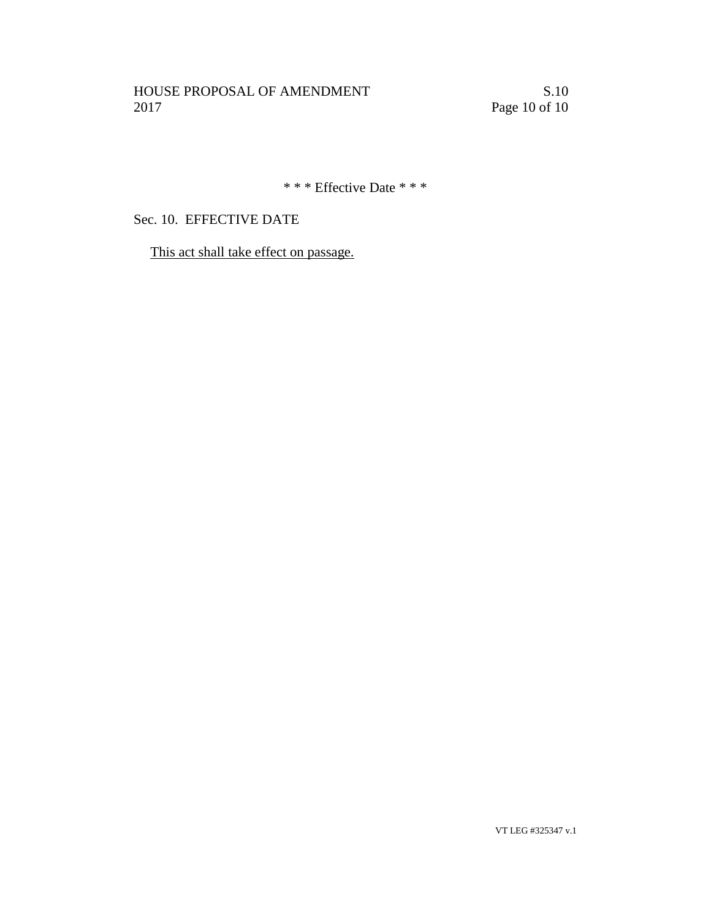\* \* \* Effective Date \* \* \*

Sec. 10. EFFECTIVE DATE

This act shall take effect on passage.